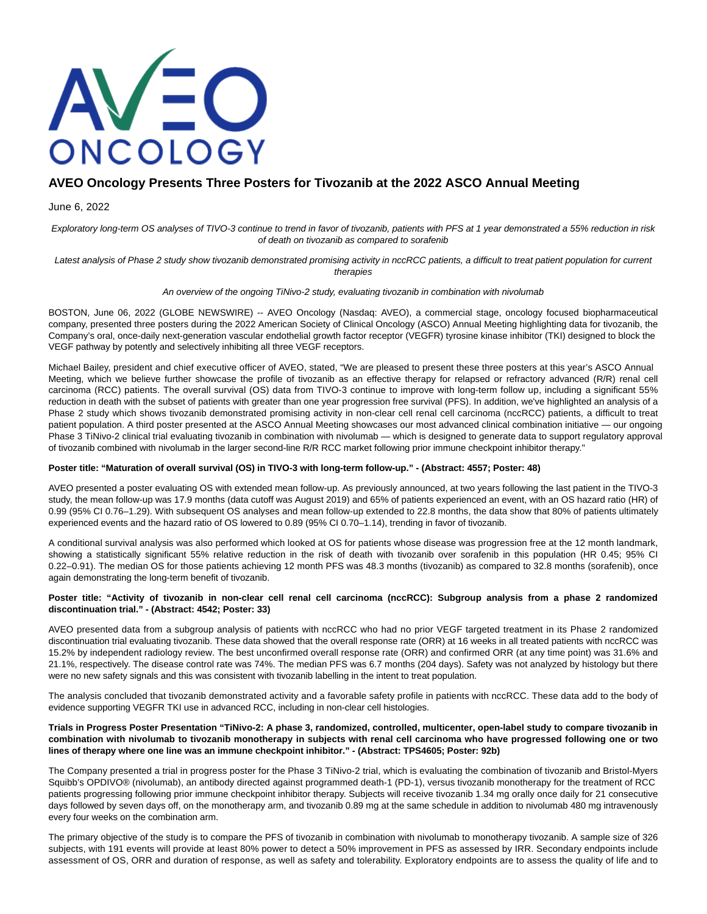# AVEO Oncology Presents Three Posters for Tivozanib at the 2022 ASCO Annual Meeting

June 6, 2022

*Exploratory long-term OS analyses of TIVO-3 continue to trend in favor of tivozanib, patients with PFS at 1 year demonstrated a 55% reduction in risk of death on tivozanib as compared to sorafenib*

*Latest analysis of Phase 2 study show tivozanib demonstrated promising activity in nccRCC patients, a difficult to treat patient population for current therapies*

*An overview of the ongoing TiNivo-2 study, evaluating tivozanib in combination with nivolumab*

BOSTON, June 06, 2022 (GLOBE NEWSWIRE) -- AVEO Oncology (Nasdaq: AVEO), a commercial stage, oncology focused biopharmaceutical company, presented three posters during the 2022 American Society of Clinical Oncology (ASCO) Annual Meeting highlighting data for tivozanib, the Company's oral, once-daily next-generation vascular endothelial growth factor receptor (VEGFR) tyrosine kinase inhibitor (TKI) designed to block the VEGF pathway by potently and selectively inhibiting all three VEGF receptors.

Michael Bailey, president and chief executive officer of AVEO, stated, "We are pleased to present these three posters at this year's ASCO Annual Meeting, which we believe further showcase the profile of tivozanib as an effective therapy for relapsed or refractory advanced (R/R) renal cell carcinoma (RCC) patients. The overall survival (OS) data from TIVO-3 continue to improve with long-term follow up, including a significant 55% reduction in death with the subset of patients with greater than one year progression free survival (PFS). In addition, we've highlighted an analysis of a Phase 2 study which shows tivozanib demonstrated promising activity in non-clear cell renal cell carcinoma (nccRCC) patients, a difficult to treat patient population. A third poster presented at the ASCO Annual Meeting showcases our most advanced clinical combination initiative — our ongoing Phase 3 TiNivo-2 clinical trial evaluating tivozanib in combination with nivolumab — which is designed to generate data to support regulatory approval of tivozanib combined with nivolumab in the larger second-line R/R RCC market following prior immune checkpoint inhibitor therapy."

**Poster title: "Maturation of overall survival (OS) in TIVO-3 with long-term follow-up." - (Abstract: 4557; Poster: 48)**

AVEO presented a poster evaluating OS with extended mean follow-up. As previously announced, at two years following the last patient in the TIVO-3 study, the mean follow-up was 17.9 months (data cutoff was August 2019) and 65% of patients experienced an event, with an OS hazard ratio (HR) of 0.99 (95% CI 0.76–1.29). With subsequent OS analyses and mean follow-up extended to 22.8 months, the data show that 80% of patients ultimately experienced events and the hazard ratio of OS lowered to 0.89 (95% CI 0.70–1.14), trending in favor of tivozanib.

A conditional survival analysis was also performed which looked at OS for patients whose disease was progression free at the 12 month landmark, showing a statistically significant 55% relative reduction in the risk of death with tivozanib over sorafenib in this population (HR 0.45; 95% CI 0.22–0.91). The median OS for those patients achieving 12 month PFS was 48.3 months (tivozanib) as compared to 32.8 months (sorafenib), once again demonstrating the long-term benefit of tivozanib.

**Poster title: "Activity of tivozanib in non-clear cell renal cell carcinoma (nccRCC): Subgroup analysis from a phase 2 randomized discontinuation trial." - (Abstract: 4542; Poster: 33)**

AVEO presented data from a subgroup analysis of patients with nccRCC who had no prior VEGF targeted treatment in its Phase 2 randomized discontinuation trial evaluating tivozanib. These data showed that the overall response rate (ORR) at 16 weeks in all treated patients with nccRCC was 15.2% by independent radiology review. The best unconfirmed overall response rate (ORR) and confirmed ORR (at any time point) was 31.6% and 21.1%, respectively. The disease control rate was 74%. The median PFS was 6.7 months (204 days). Safety was not analyzed by histology but there were no new safety signals and this was consistent with tivozanib labelling in the intent to treat population.

The analysis concluded that tivozanib demonstrated activity and a favorable safety profile in patients with nccRCC. These data add to the body of evidence supporting VEGFR TKI use in advanced RCC, including in non-clear cell histologies.

**Trials in Progress Poster Presentation "TiNivo-2: A phase 3, randomized, controlled, multicenter, open-label study to compare tivozanib in combination with nivolumab to tivozanib monotherapy in subjects with renal cell carcinoma who have progressed following one or two lines of therapy where one line was an immune checkpoint inhibitor." - (Abstract: TPS4605; Poster: 92b)**

The Company presented a trial in progress poster for the Phase 3 TiNivo-2 trial, which is evaluating the combination of tivozanib and Bristol-Myers Squibb's OPDIVO® (nivolumab), an antibody directed against programmed death-1 (PD-1), versus tivozanib monotherapy for the treatment of RCC patients progressing following prior immune checkpoint inhibitor therapy. Subjects will receive tivozanib 1.34 mg orally once daily for 21 consecutive days followed by seven days off, on the monotherapy arm, and tivozanib 0.89 mg at the same schedule in addition to nivolumab 480 mg intravenously every four weeks on the combination arm.

The primary objective of the study is to compare the PFS of tivozanib in combination with nivolumab to monotherapy tivozanib. A sample size of 326 subjects, with 191 events will provide at least 80% power to detect a 50% improvement in PFS as assessed by IRR. Secondary endpoints include assessment of OS, ORR and duration of response, as well as safety and tolerability. Exploratory endpoints are to assess the quality of life and to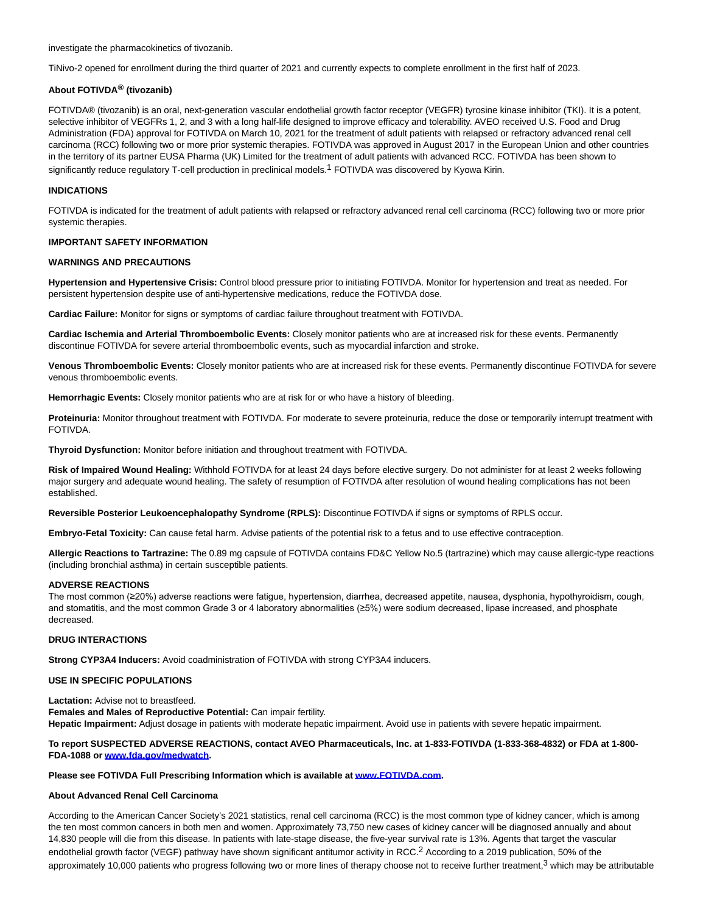investigate the pharmacokinetics of tivozanib.

TiNivo-2 opened for enrollment during the third quarter of 2021 and currently expects to complete enrollment in the first half of 2023.

**About FOTIVDA® (tivozanib)**

FOTIVDA® (tivozanib) is an oral, next-generation vascular endothelial growth factor receptor (VEGFR) tyrosine kinase inhibitor (TKI). It is a potent, selective inhibitor of VEGFRs 1, 2, and 3 with a long half-life designed to improve efficacy and tolerability. AVEO received U.S. Food and Drug Administration (FDA) approval for FOTIVDA on March 10, 2021 for the treatment of adult patients with relapsed or refractory advanced renal cell carcinoma (RCC) following two or more prior systemic therapies. FOTIVDA was approved in August 2017 in the European Union and other countries in the territory of its partner EUSA Pharma (UK) Limited for the treatment of adult patients with advanced RCC. FOTIVDA has been shown to significantly reduce regulatory T-cell production in preclinical models.[1] FOTIVDA was discovered by Kyowa Kirin.

**INDICATIONS**

FOTIVDA is indicated for the treatment of adult patients with relapsed or refractory advanced renal cell carcinoma (RCC) following two or more prior systemic therapies.

**IMPORTANT SAFETY INFORMATION**

**WARNINGS AND PRECAUTIONS**

**Hypertension and Hypertensive Crisis:** Control blood pressure prior to initiating FOTIVDA. Monitor for hypertension and treat as needed. For persistent hypertension despite use of anti-hypertensive medications, reduce the FOTIVDA dose.

**Cardiac Failure:** Monitor for signs or symptoms of cardiac failure throughout treatment with FOTIVDA.

**Cardiac Ischemia and Arterial Thromboembolic Events:** Closely monitor patients who are at increased risk for these events. Permanently discontinue FOTIVDA for severe arterial thromboembolic events, such as myocardial infarction and stroke.

**Venous Thromboembolic Events:** Closely monitor patients who are at increased risk for these events. Permanently discontinue FOTIVDA for severe venous thromboembolic events.

**Hemorrhagic Events:** Closely monitor patients who are at risk for or who have a history of bleeding.

**Proteinuria:** Monitor throughout treatment with FOTIVDA. For moderate to severe proteinuria, reduce the dose or temporarily interrupt treatment with FOTIVDA.

**Thyroid Dysfunction:** Monitor before initiation and throughout treatment with FOTIVDA.

**Risk of Impaired Wound Healing:** Withhold FOTIVDA for at least 24 days before elective surgery. Do not administer for at least 2 weeks following major surgery and adequate wound healing. The safety of resumption of FOTIVDA after resolution of wound healing complications has not been established.

**Reversible Posterior Leukoencephalopathy Syndrome (RPLS):** Discontinue FOTIVDA if signs or symptoms of RPLS occur.

**Embryo-Fetal Toxicity:** Can cause fetal harm. Advise patients of the potential risk to a fetus and to use effective contraception.

**Allergic Reactions to Tartrazine:** The 0.89 mg capsule of FOTIVDA contains FD&C Yellow No.5 (tartrazine) which may cause allergic-type reactions (including bronchial asthma) in certain susceptible patients.

**ADVERSE REACTIONS**

The most common (≥20%) adverse reactions were fatigue, hypertension, diarrhea, decreased appetite, nausea, dysphonia, hypothyroidism, cough, and stomatitis, and the most common Grade 3 or 4 laboratory abnormalities (≥5%) were sodium decreased, lipase increased, and phosphate decreased.

**DRUG INTERACTIONS**

**Strong CYP3A4 Inducers:** Avoid coadministration of FOTIVDA with strong CYP3A4 inducers.

**USE IN SPECIFIC POPULATIONS**

**Lactation:** Advise not to breastfeed.
**Females and Males of Reproductive Potential:** Can impair fertility.
**Hepatic Impairment:** Adjust dosage in patients with moderate hepatic impairment. Avoid use in patients with severe hepatic impairment.

**To report SUSPECTED ADVERSE REACTIONS, contact AVEO Pharmaceuticals, Inc. at 1-833-FOTIVDA (1-833-368-4832) or FDA at 1-800-FDA-1088 or [www.fda.gov/medwatch](www.fda.gov/medwatch).**

**Please see FOTIVDA Full Prescribing Information which is available at [www.FOTIVDA.com](www.FOTIVDA.com).**

**About Advanced Renal Cell Carcinoma**

According to the American Cancer Society's 2021 statistics, renal cell carcinoma (RCC) is the most common type of kidney cancer, which is among the ten most common cancers in both men and women. Approximately 73,750 new cases of kidney cancer will be diagnosed annually and about 14,830 people will die from this disease. In patients with late-stage disease, the five-year survival rate is 13%. Agents that target the vascular endothelial growth factor (VEGF) pathway have shown significant antitumor activity in RCC.[2] According to a 2019 publication, 50% of the approximately 10,000 patients who progress following two or more lines of therapy choose not to receive further treatment,[3] which may be attributable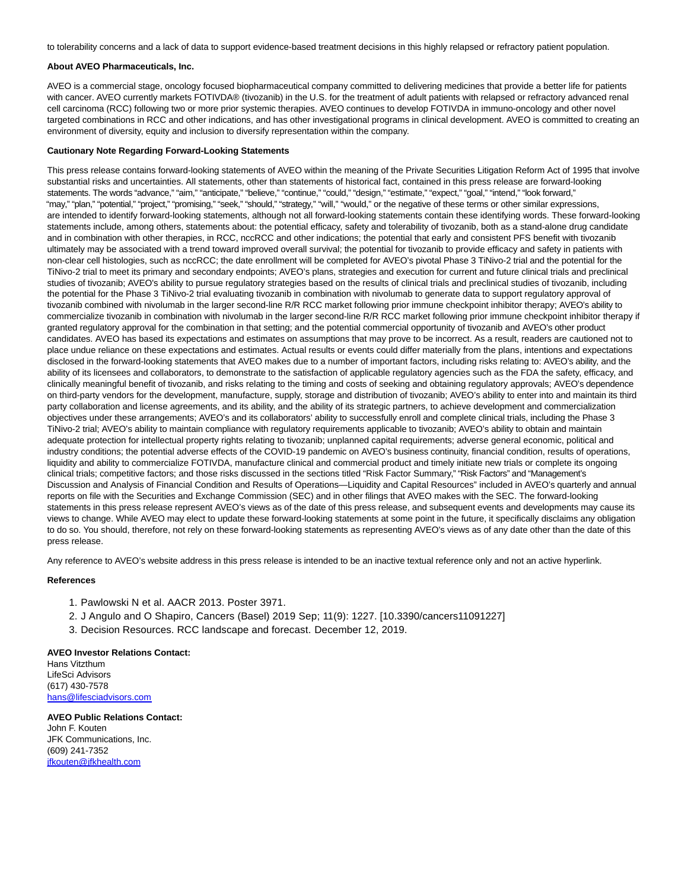to tolerability concerns and a lack of data to support evidence-based treatment decisions in this highly relapsed or refractory patient population.

**About AVEO Pharmaceuticals, Inc.**

AVEO is a commercial stage, oncology focused biopharmaceutical company committed to delivering medicines that provide a better life for patients with cancer. AVEO currently markets FOTIVDA® (tivozanib) in the U.S. for the treatment of adult patients with relapsed or refractory advanced renal cell carcinoma (RCC) following two or more prior systemic therapies. AVEO continues to develop FOTIVDA in immuno-oncology and other novel targeted combinations in RCC and other indications, and has other investigational programs in clinical development. AVEO is committed to creating an environment of diversity, equity and inclusion to diversify representation within the company.

**Cautionary Note Regarding Forward-Looking Statements**

This press release contains forward-looking statements of AVEO within the meaning of the Private Securities Litigation Reform Act of 1995 that involve substantial risks and uncertainties. All statements, other than statements of historical fact, contained in this press release are forward-looking statements. The words "advance," "aim," "anticipate," "believe," "continue," "could," "design," "estimate," "expect," "goal," "intend," "look forward," "may," "plan," "potential," "project," "promising," "seek," "should," "strategy," "will," "would," or the negative of these terms or other similar expressions, are intended to identify forward-looking statements, although not all forward-looking statements contain these identifying words. These forward-looking statements include, among others, statements about: the potential efficacy, safety and tolerability of tivozanib, both as a stand-alone drug candidate and in combination with other therapies, in RCC, nccRCC and other indications; the potential that early and consistent PFS benefit with tivozanib ultimately may be associated with a trend toward improved overall survival; the potential for tivozanib to provide efficacy and safety in patients with non-clear cell histologies, such as nccRCC; the date enrollment will be completed for AVEO's pivotal Phase 3 TiNivo-2 trial and the potential for the TiNivo-2 trial to meet its primary and secondary endpoints; AVEO's plans, strategies and execution for current and future clinical trials and preclinical studies of tivozanib; AVEO's ability to pursue regulatory strategies based on the results of clinical trials and preclinical studies of tivozanib, including the potential for the Phase 3 TiNivo-2 trial evaluating tivozanib in combination with nivolumab to generate data to support regulatory approval of tivozanib combined with nivolumab in the larger second-line R/R RCC market following prior immune checkpoint inhibitor therapy; AVEO's ability to commercialize tivozanib in combination with nivolumab in the larger second-line R/R RCC market following prior immune checkpoint inhibitor therapy if granted regulatory approval for the combination in that setting; and the potential commercial opportunity of tivozanib and AVEO's other product candidates. AVEO has based its expectations and estimates on assumptions that may prove to be incorrect. As a result, readers are cautioned not to place undue reliance on these expectations and estimates. Actual results or events could differ materially from the plans, intentions and expectations disclosed in the forward-looking statements that AVEO makes due to a number of important factors, including risks relating to: AVEO's ability, and the ability of its licensees and collaborators, to demonstrate to the satisfaction of applicable regulatory agencies such as the FDA the safety, efficacy, and clinically meaningful benefit of tivozanib, and risks relating to the timing and costs of seeking and obtaining regulatory approvals; AVEO's dependence on third-party vendors for the development, manufacture, supply, storage and distribution of tivozanib; AVEO's ability to enter into and maintain its third party collaboration and license agreements, and its ability, and the ability of its strategic partners, to achieve development and commercialization objectives under these arrangements; AVEO's and its collaborators' ability to successfully enroll and complete clinical trials, including the Phase 3 TiNivo-2 trial; AVEO's ability to maintain compliance with regulatory requirements applicable to tivozanib; AVEO's ability to obtain and maintain adequate protection for intellectual property rights relating to tivozanib; unplanned capital requirements; adverse general economic, political and industry conditions; the potential adverse effects of the COVID-19 pandemic on AVEO's business continuity, financial condition, results of operations, liquidity and ability to commercialize FOTIVDA, manufacture clinical and commercial product and timely initiate new trials or complete its ongoing clinical trials; competitive factors; and those risks discussed in the sections titled "Risk Factor Summary," "Risk Factors" and "Management's Discussion and Analysis of Financial Condition and Results of Operations—Liquidity and Capital Resources" included in AVEO's quarterly and annual reports on file with the Securities and Exchange Commission (SEC) and in other filings that AVEO makes with the SEC. The forward-looking statements in this press release represent AVEO's views as of the date of this press release, and subsequent events and developments may cause its views to change. While AVEO may elect to update these forward-looking statements at some point in the future, it specifically disclaims any obligation to do so. You should, therefore, not rely on these forward-looking statements as representing AVEO's views as of any date other than the date of this press release.

Any reference to AVEO's website address in this press release is intended to be an inactive textual reference only and not an active hyperlink.

**References**

1. Pawlowski N et al. AACR 2013. Poster 3971.
2. J Angulo and O Shapiro, Cancers (Basel) 2019 Sep; 11(9): 1227. [10.3390/cancers11091227]
3. Decision Resources. RCC landscape and forecast. December 12, 2019.

**AVEO Investor Relations Contact:**
Hans Vitzthum
LifeSci Advisors
(617) 430-7578
hans@lifesciadvisors.com

**AVEO Public Relations Contact:**
John F. Kouten
JFK Communications, Inc.
(609) 241-7352
jfkouten@jfkhealth.com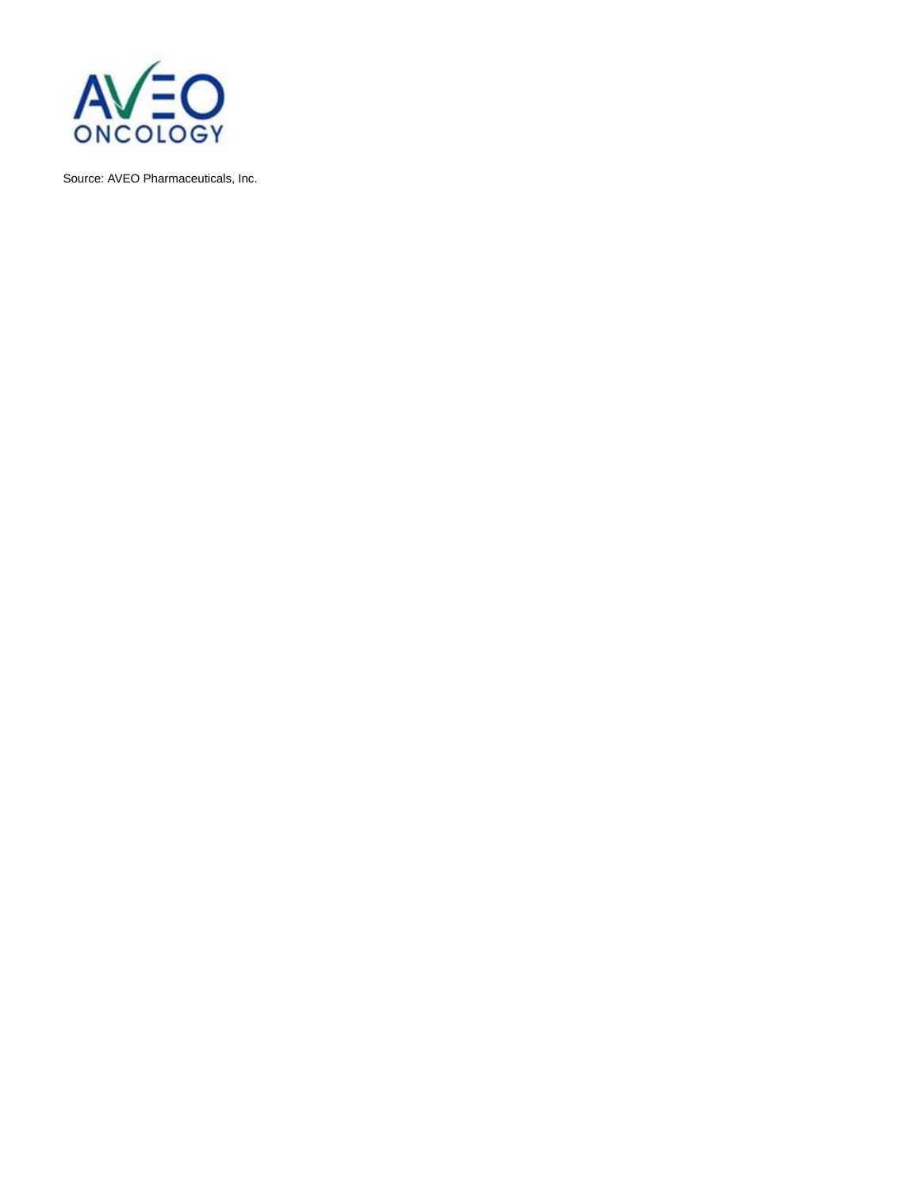Source: AVEO Pharmaceuticals, Inc.